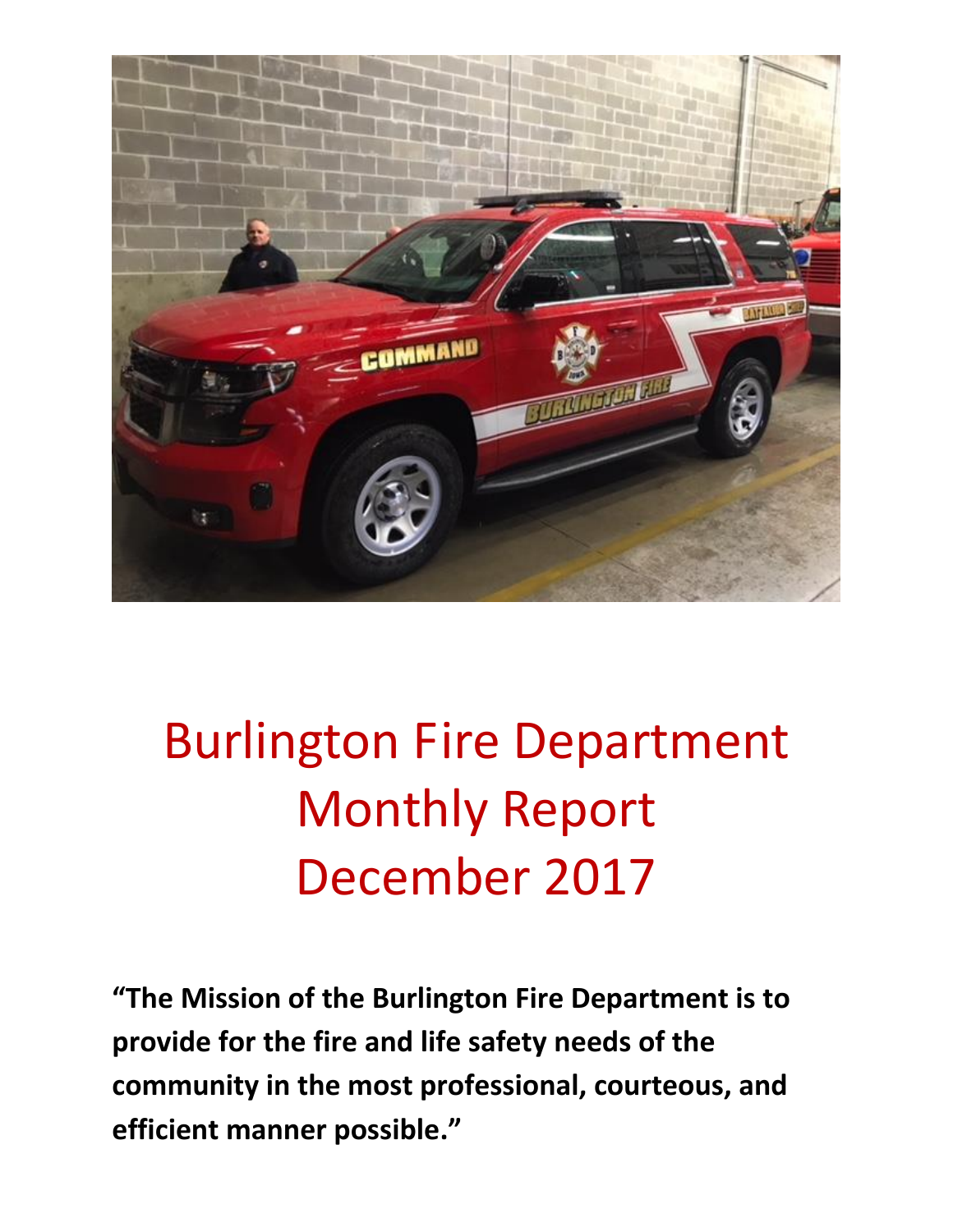# Burlington Fire Department Monthly Report December 2017

**"The Mission of the Burlington Fire Department is to provide for the fire and life safety needs of the community in the most professional, courteous, and efficient manner possible."**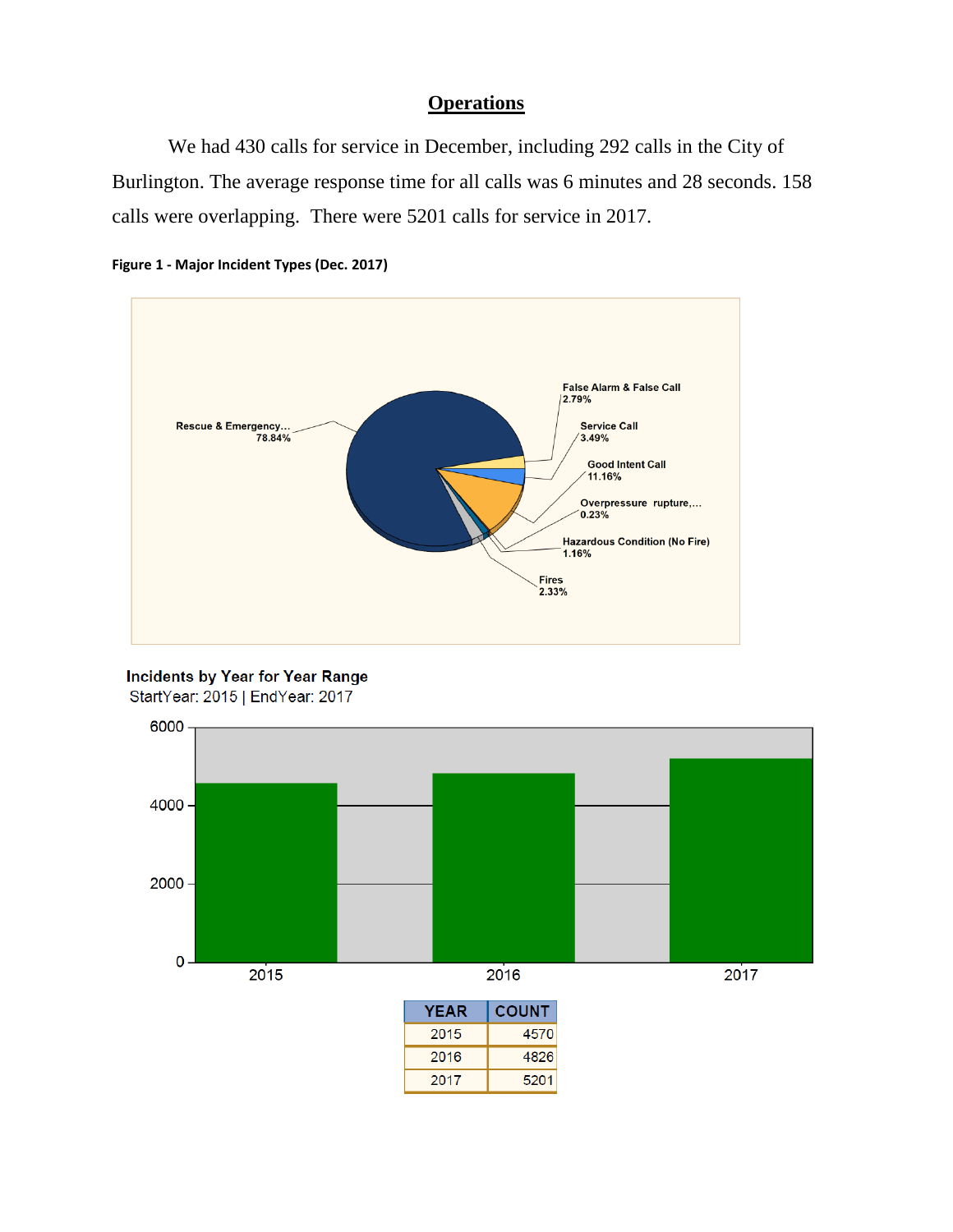# Operations

We had 430 calls for service in December, including 292 calls in the City of Burlington. The average response time for all calls was 6 minutes and 28 seconds. 158 calls were overlapping. There were 5201 calls for service in 2017.

**Figure 1 - Major Incident Types (Dec. 2017)**

**Incidents by Year for Year Range**
StartYear: 2015 | EndYear: 2017

| YEAR | COUNT |
|---|---|
| 2015 | 4570 |
| 2016 | 4826 |
| 2017 | 5201 |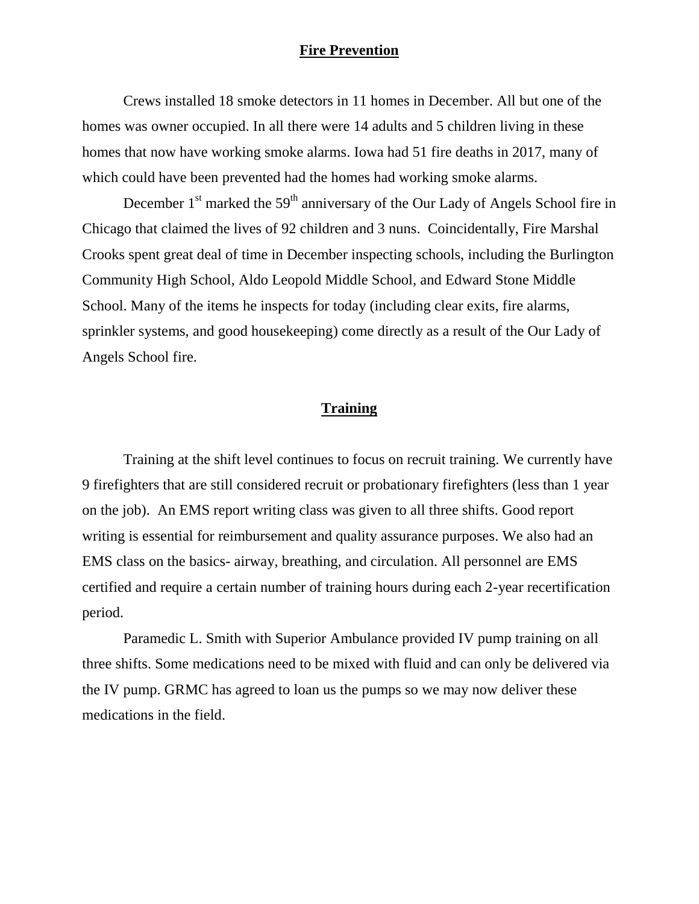## Fire Prevention

Crews installed 18 smoke detectors in 11 homes in December. All but one of the homes was owner occupied. In all there were 14 adults and 5 children living in these homes that now have working smoke alarms. Iowa had 51 fire deaths in 2017, many of which could have been prevented had the homes had working smoke alarms.

December 1st marked the 59th anniversary of the Our Lady of Angels School fire in Chicago that claimed the lives of 92 children and 3 nuns. Coincidentally, Fire Marshal Crooks spent great deal of time in December inspecting schools, including the Burlington Community High School, Aldo Leopold Middle School, and Edward Stone Middle School. Many of the items he inspects for today (including clear exits, fire alarms, sprinkler systems, and good housekeeping) come directly as a result of the Our Lady of Angels School fire.

## Training

Training at the shift level continues to focus on recruit training. We currently have 9 firefighters that are still considered recruit or probationary firefighters (less than 1 year on the job). An EMS report writing class was given to all three shifts. Good report writing is essential for reimbursement and quality assurance purposes. We also had an EMS class on the basics- airway, breathing, and circulation. All personnel are EMS certified and require a certain number of training hours during each 2-year recertification period.

Paramedic L. Smith with Superior Ambulance provided IV pump training on all three shifts. Some medications need to be mixed with fluid and can only be delivered via the IV pump. GRMC has agreed to loan us the pumps so we may now deliver these medications in the field.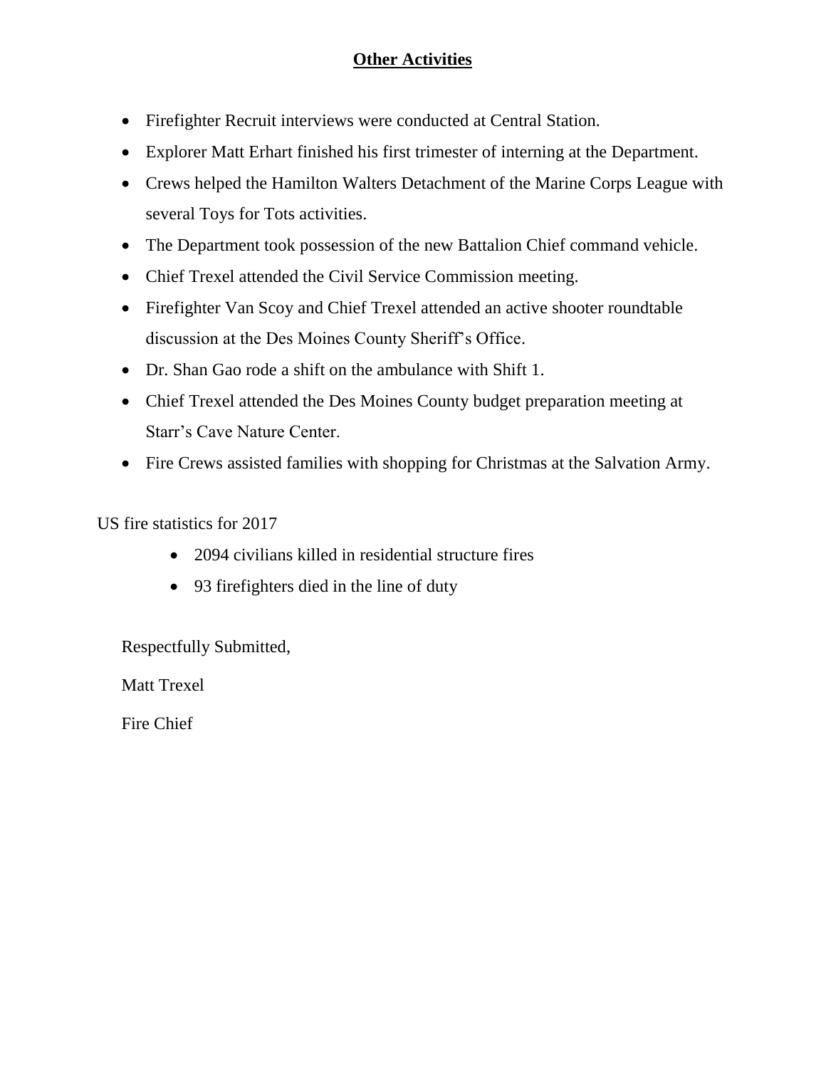## Other Activities

- Firefighter Recruit interviews were conducted at Central Station.
- Explorer Matt Erhart finished his first trimester of interning at the Department.
- Crews helped the Hamilton Walters Detachment of the Marine Corps League with several Toys for Tots activities.
- The Department took possession of the new Battalion Chief command vehicle.
- Chief Trexel attended the Civil Service Commission meeting.
- Firefighter Van Scoy and Chief Trexel attended an active shooter roundtable discussion at the Des Moines County Sheriff's Office.
- Dr. Shan Gao rode a shift on the ambulance with Shift 1.
- Chief Trexel attended the Des Moines County budget preparation meeting at Starr's Cave Nature Center.
- Fire Crews assisted families with shopping for Christmas at the Salvation Army.

US fire statistics for 2017

- 2094 civilians killed in residential structure fires
- 93 firefighters died in the line of duty

Respectfully Submitted,

Matt Trexel

Fire Chief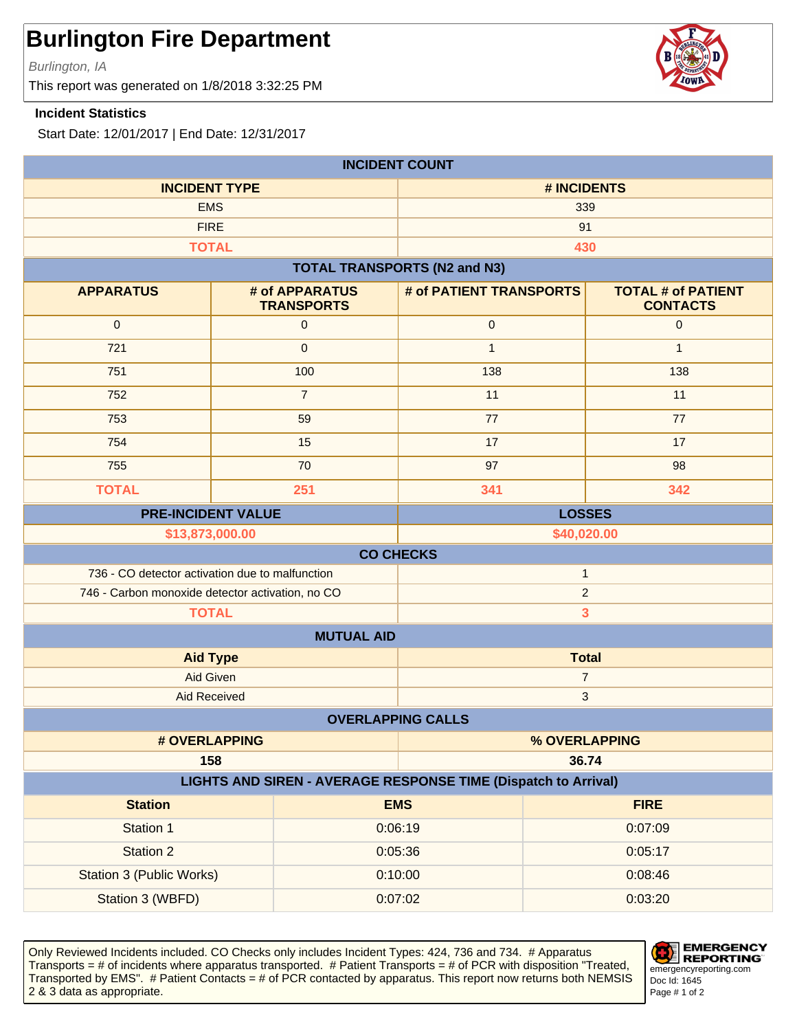# Burlington Fire Department

*Burlington, IA*

This report was generated on 1/8/2018 3:32:25 PM

### Incident Statistics

Start Date: 12/01/2017 | End Date: 12/31/2017

## INCIDENT COUNT

| INCIDENT TYPE | # INCIDENTS |
|---|---|
| EMS | 339 |
| FIRE | 91 |
| **TOTAL** | **430** |

## TOTAL TRANSPORTS (N2 and N3)

| APPARATUS | # of APPARATUS TRANSPORTS | # of PATIENT TRANSPORTS | TOTAL # of PATIENT CONTACTS |
|---|---|---|---|
| 0 | 0 | 0 | 0 |
| 721 | 0 | 1 | 1 |
| 751 | 100 | 138 | 138 |
| 752 | 7 | 11 | 11 |
| 753 | 59 | 77 | 77 |
| 754 | 15 | 17 | 17 |
| 755 | 70 | 97 | 98 |
| **TOTAL** | **251** | **341** | **342** |

| PRE-INCIDENT VALUE | LOSSES |
|---|---|
| $13,873,000.00 | $40,020.00 |

## CO CHECKS

| | |
|---|---|
| 736 - CO detector activation due to malfunction | 1 |
| 746 - Carbon monoxide detector activation, no CO | 2 |
| **TOTAL** | **3** |

## MUTUAL AID

| Aid Type | Total |
|---|---|
| Aid Given | 7 |
| Aid Received | 3 |

## OVERLAPPING CALLS

| # OVERLAPPING | % OVERLAPPING |
|---|---|
| 158 | 36.74 |

## LIGHTS AND SIREN - AVERAGE RESPONSE TIME (Dispatch to Arrival)

| Station | EMS | FIRE |
|---|---|---|
| Station 1 | 0:06:19 | 0:07:09 |
| Station 2 | 0:05:36 | 0:05:17 |
| Station 3 (Public Works) | 0:10:00 | 0:08:46 |
| Station 3 (WBFD) | 0:07:02 | 0:03:20 |

Only Reviewed Incidents included. CO Checks only includes Incident Types: 424, 736 and 734. # Apparatus Transports = # of incidents where apparatus transported. # Patient Transports = # of PCR with disposition "Treated, Transported by EMS". # Patient Contacts = # of PCR contacted by apparatus. This report now returns both NEMSIS 2 & 3 data as appropriate.

EMERGENCY REPORTING
emergencyreporting.com
Doc Id: 1645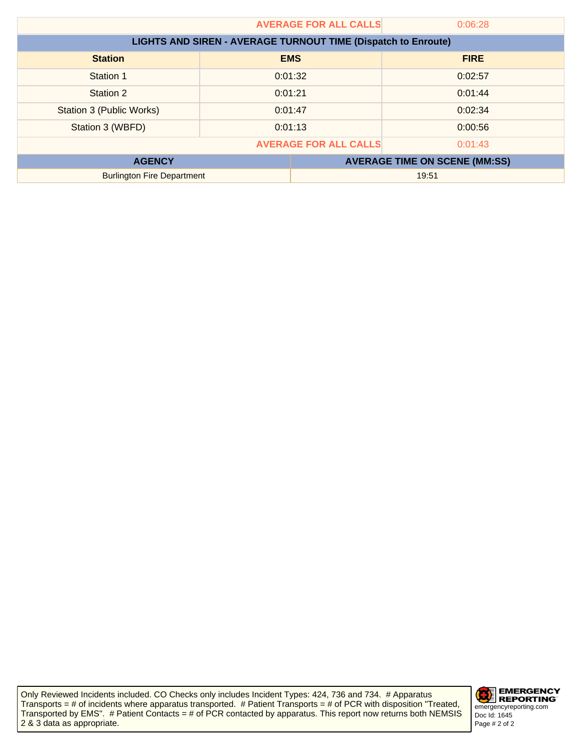| | AVERAGE FOR ALL CALLS | 0:06:28 |
|---|---|---|

**LIGHTS AND SIREN - AVERAGE TURNOUT TIME (Dispatch to Enroute)**

| Station | EMS | FIRE |
|---|---|---|
| Station 1 | 0:01:32 | 0:02:57 |
| Station 2 | 0:01:21 | 0:01:44 |
| Station 3 (Public Works) | 0:01:47 | 0:02:34 |
| Station 3 (WBFD) | 0:01:13 | 0:00:56 |
| | AVERAGE FOR ALL CALLS | 0:01:43 |

| AGENCY | AVERAGE TIME ON SCENE (MM:SS) |
|---|---|
| Burlington Fire Department | 19:51 |

Only Reviewed Incidents included. CO Checks only includes Incident Types: 424, 736 and 734. # Apparatus Transports = # of incidents where apparatus transported. # Patient Transports = # of PCR with disposition "Treated, Transported by EMS". # Patient Contacts = # of PCR contacted by apparatus. This report now returns both NEMSIS 2 & 3 data as appropriate.

EMERGENCY REPORTING
emergencyreporting.com
Doc Id: 1645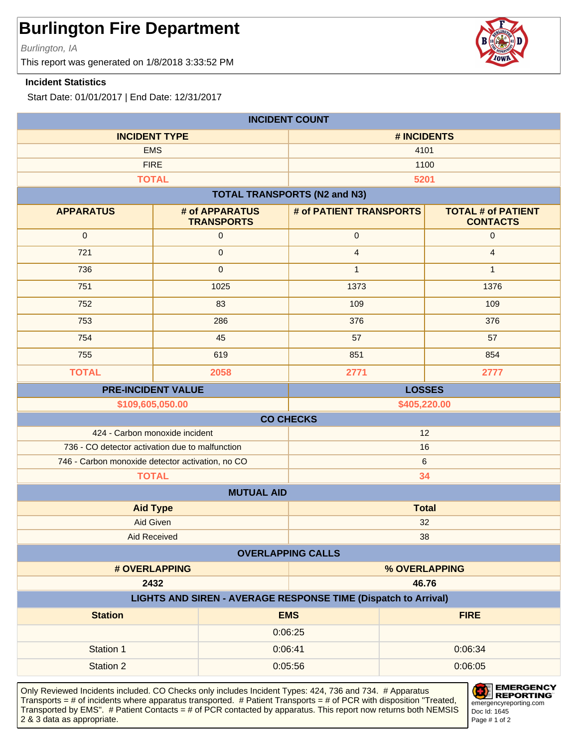# Burlington Fire Department

*Burlington, IA*

This report was generated on 1/8/2018 3:33:52 PM

**Incident Statistics**

Start Date: 01/01/2017 | End Date: 12/31/2017

**INCIDENT COUNT**

| INCIDENT TYPE | # INCIDENTS |
| --- | --- |
| EMS | 4101 |
| FIRE | 1100 |
| **TOTAL** | **5201** |

**TOTAL TRANSPORTS (N2 and N3)**

| APPARATUS | # of APPARATUS TRANSPORTS | # of PATIENT TRANSPORTS | TOTAL # of PATIENT CONTACTS |
| --- | --- | --- | --- |
| 0 | 0 | 0 | 0 |
| 721 | 0 | 4 | 4 |
| 736 | 0 | 1 | 1 |
| 751 | 1025 | 1373 | 1376 |
| 752 | 83 | 109 | 109 |
| 753 | 286 | 376 | 376 |
| 754 | 45 | 57 | 57 |
| 755 | 619 | 851 | 854 |
| **TOTAL** | **2058** | **2771** | **2777** |

| PRE-INCIDENT VALUE | LOSSES |
| --- | --- |
| **$109,605,050.00** | **$405,220.00** |

**CO CHECKS**

| | |
| --- | --- |
| 424 - Carbon monoxide incident | 12 |
| 736 - CO detector activation due to malfunction | 16 |
| 746 - Carbon monoxide detector activation, no CO | 6 |
| **TOTAL** | **34** |

**MUTUAL AID**

| Aid Type | Total |
| --- | --- |
| Aid Given | 32 |
| Aid Received | 38 |

**OVERLAPPING CALLS**

| # OVERLAPPING | % OVERLAPPING |
| --- | --- |
| **2432** | **46.76** |

**LIGHTS AND SIREN - AVERAGE RESPONSE TIME (Dispatch to Arrival)**

| Station | EMS | FIRE |
| --- | --- | --- |
| | 0:06:25 | |
| Station 1 | 0:06:41 | 0:06:34 |
| Station 2 | 0:05:56 | 0:06:05 |

Only Reviewed Incidents included. CO Checks only includes Incident Types: 424, 736 and 734. # Apparatus Transports = # of incidents where apparatus transported. # Patient Transports = # of PCR with disposition "Treated, Transported by EMS". # Patient Contacts = # of PCR contacted by apparatus. This report now returns both NEMSIS 2 & 3 data as appropriate.

EMERGENCY REPORTING
emergencyreporting.com
Doc Id: 1645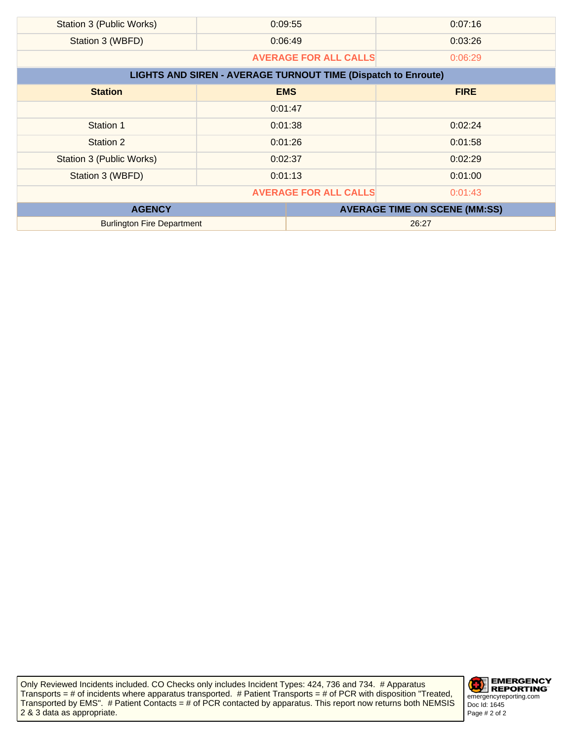| Station | EMS | FIRE |
|---|---|---|
| Station 3 (Public Works) | 0:09:55 | 0:07:16 |
| Station 3 (WBFD) | 0:06:49 | 0:03:26 |
| | **AVERAGE FOR ALL CALLS** | 0:06:29 |

| LIGHTS AND SIREN - AVERAGE TURNOUT TIME (Dispatch to Enroute) | | |
|---|---|---|
| **Station** | **EMS** | **FIRE** |
| | 0:01:47 | |
| Station 1 | 0:01:38 | 0:02:24 |
| Station 2 | 0:01:26 | 0:01:58 |
| Station 3 (Public Works) | 0:02:37 | 0:02:29 |
| Station 3 (WBFD) | 0:01:13 | 0:01:00 |
| | **AVERAGE FOR ALL CALLS** | 0:01:43 |

| AGENCY | AVERAGE TIME ON SCENE (MM:SS) |
|---|---|
| Burlington Fire Department | 26:27 |

Only Reviewed Incidents included. CO Checks only includes Incident Types: 424, 736 and 734. # Apparatus Transports = # of incidents where apparatus transported. # Patient Transports = # of PCR with disposition "Treated, Transported by EMS". # Patient Contacts = # of PCR contacted by apparatus. This report now returns both NEMSIS 2 & 3 data as appropriate.

EMERGENCY REPORTING
emergencyreporting.com
Doc Id: 1645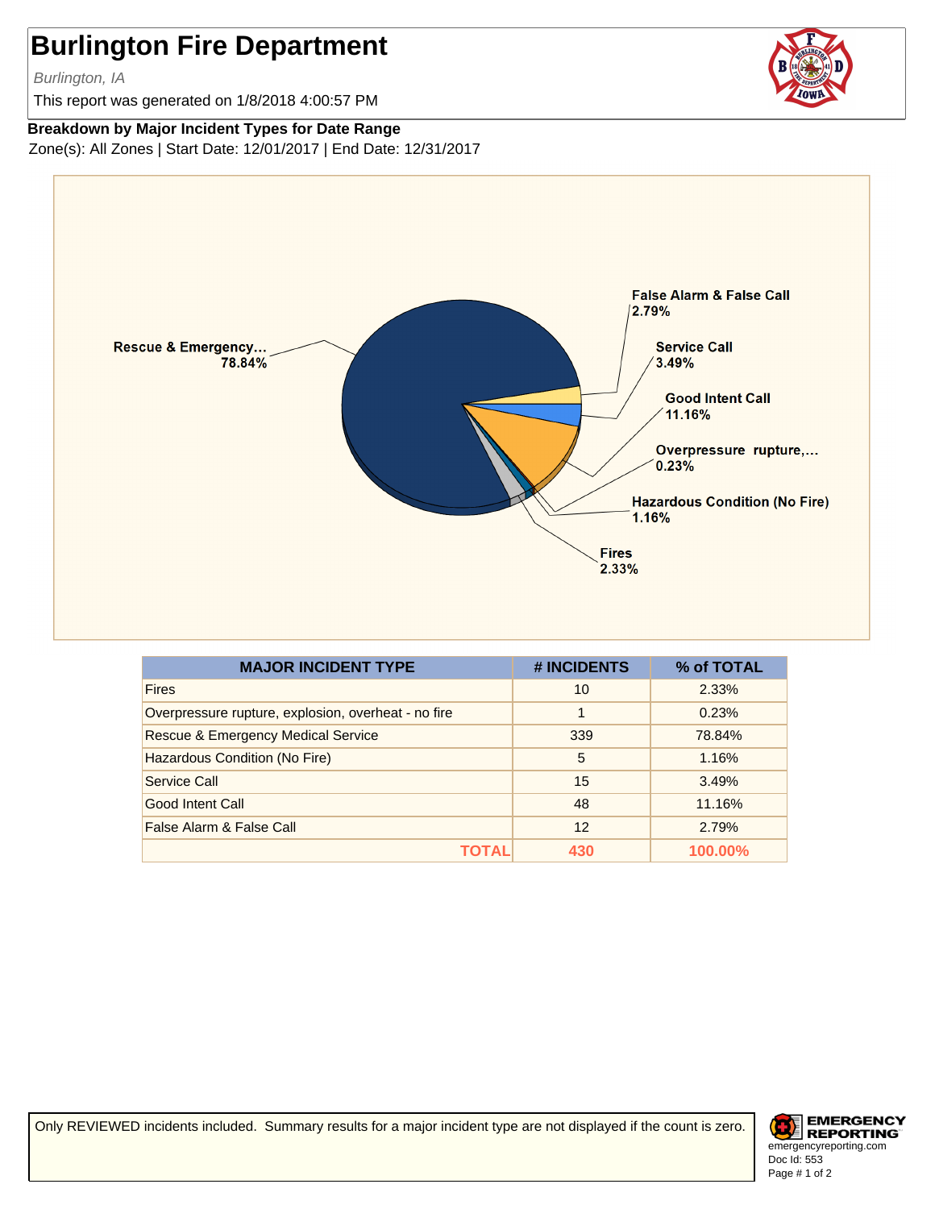# Burlington Fire Department

*Burlington, IA*

This report was generated on 1/8/2018 4:00:57 PM

**Breakdown by Major Incident Types for Date Range**

Zone(s): All Zones | Start Date: 12/01/2017 | End Date: 12/31/2017

| MAJOR INCIDENT TYPE | # INCIDENTS | % of TOTAL |
|---|---|---|
| Fires | 10 | 2.33% |
| Overpressure rupture, explosion, overheat - no fire | 1 | 0.23% |
| Rescue & Emergency Medical Service | 339 | 78.84% |
| Hazardous Condition (No Fire) | 5 | 1.16% |
| Service Call | 15 | 3.49% |
| Good Intent Call | 48 | 11.16% |
| False Alarm & False Call | 12 | 2.79% |
| **TOTAL** | **430** | **100.00%** |

Only REVIEWED incidents included. Summary results for a major incident type are not displayed if the count is zero.

EMERGENCY REPORTING
emergencyreporting.com
Doc Id: 553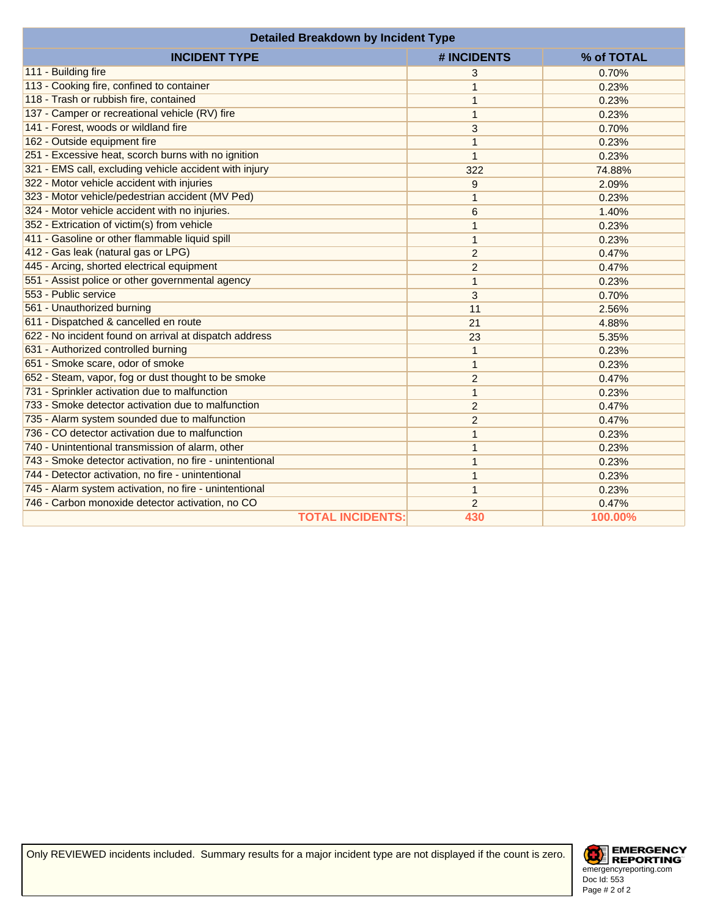## Detailed Breakdown by Incident Type

| INCIDENT TYPE | # INCIDENTS | % of TOTAL |
|---|---|---|
| 111 - Building fire | 3 | 0.70% |
| 113 - Cooking fire, confined to container | 1 | 0.23% |
| 118 - Trash or rubbish fire, contained | 1 | 0.23% |
| 137 - Camper or recreational vehicle (RV) fire | 1 | 0.23% |
| 141 - Forest, woods or wildland fire | 3 | 0.70% |
| 162 - Outside equipment fire | 1 | 0.23% |
| 251 - Excessive heat, scorch burns with no ignition | 1 | 0.23% |
| 321 - EMS call, excluding vehicle accident with injury | 322 | 74.88% |
| 322 - Motor vehicle accident with injuries | 9 | 2.09% |
| 323 - Motor vehicle/pedestrian accident (MV Ped) | 1 | 0.23% |
| 324 - Motor vehicle accident with no injuries. | 6 | 1.40% |
| 352 - Extrication of victim(s) from vehicle | 1 | 0.23% |
| 411 - Gasoline or other flammable liquid spill | 1 | 0.23% |
| 412 - Gas leak (natural gas or LPG) | 2 | 0.47% |
| 445 - Arcing, shorted electrical equipment | 2 | 0.47% |
| 551 - Assist police or other governmental agency | 1 | 0.23% |
| 553 - Public service | 3 | 0.70% |
| 561 - Unauthorized burning | 11 | 2.56% |
| 611 - Dispatched & cancelled en route | 21 | 4.88% |
| 622 - No incident found on arrival at dispatch address | 23 | 5.35% |
| 631 - Authorized controlled burning | 1 | 0.23% |
| 651 - Smoke scare, odor of smoke | 1 | 0.23% |
| 652 - Steam, vapor, fog or dust thought to be smoke | 2 | 0.47% |
| 731 - Sprinkler activation due to malfunction | 1 | 0.23% |
| 733 - Smoke detector activation due to malfunction | 2 | 0.47% |
| 735 - Alarm system sounded due to malfunction | 2 | 0.47% |
| 736 - CO detector activation due to malfunction | 1 | 0.23% |
| 740 - Unintentional transmission of alarm, other | 1 | 0.23% |
| 743 - Smoke detector activation, no fire - unintentional | 1 | 0.23% |
| 744 - Detector activation, no fire - unintentional | 1 | 0.23% |
| 745 - Alarm system activation, no fire - unintentional | 1 | 0.23% |
| 746 - Carbon monoxide detector activation, no CO | 2 | 0.47% |
| **TOTAL INCIDENTS:** | **430** | **100.00%** |

Only REVIEWED incidents included. Summary results for a major incident type are not displayed if the count is zero.

EMERGENCY REPORTING
emergencyreporting.com
Doc Id: 553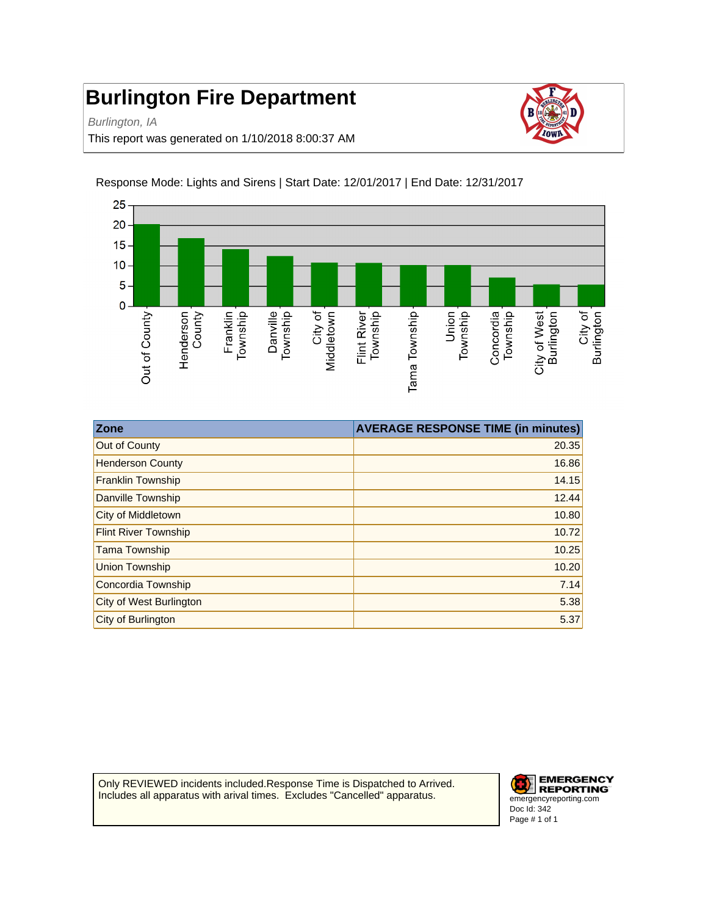# Burlington Fire Department

*Burlington, IA*

This report was generated on 1/10/2018 8:00:37 AM

Response Mode: Lights and Sirens | Start Date: 12/01/2017 | End Date: 12/31/2017

| Zone | AVERAGE RESPONSE TIME (in minutes) |
|---|---|
| Out of County | 20.35 |
| Henderson County | 16.86 |
| Franklin Township | 14.15 |
| Danville Township | 12.44 |
| City of Middletown | 10.80 |
| Flint River Township | 10.72 |
| Tama Township | 10.25 |
| Union Township | 10.20 |
| Concordia Township | 7.14 |
| City of West Burlington | 5.38 |
| City of Burlington | 5.37 |

Only REVIEWED incidents included.Response Time is Dispatched to Arrived. Includes all apparatus with arival times. Excludes "Cancelled" apparatus.

EMERGENCY REPORTING
emergencyreporting.com
Doc Id: 342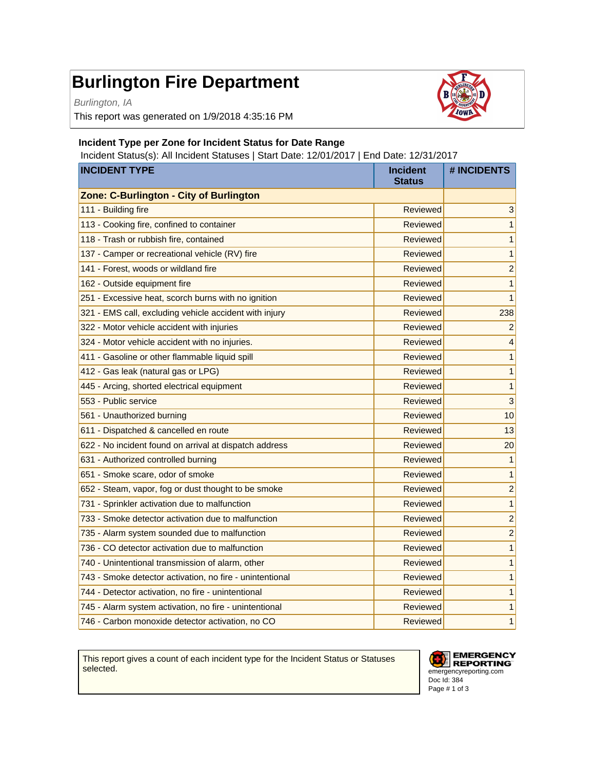# Burlington Fire Department

*Burlington, IA*

This report was generated on 1/9/2018 4:35:16 PM

### Incident Type per Zone for Incident Status for Date Range

Incident Status(s): All Incident Statuses | Start Date: 12/01/2017 | End Date: 12/31/2017

| INCIDENT TYPE | Incident Status | # INCIDENTS |
|---|---|---|
| **Zone: C-Burlington - City of Burlington** | | |
| 111 - Building fire | Reviewed | 3 |
| 113 - Cooking fire, confined to container | Reviewed | 1 |
| 118 - Trash or rubbish fire, contained | Reviewed | 1 |
| 137 - Camper or recreational vehicle (RV) fire | Reviewed | 1 |
| 141 - Forest, woods or wildland fire | Reviewed | 2 |
| 162 - Outside equipment fire | Reviewed | 1 |
| 251 - Excessive heat, scorch burns with no ignition | Reviewed | 1 |
| 321 - EMS call, excluding vehicle accident with injury | Reviewed | 238 |
| 322 - Motor vehicle accident with injuries | Reviewed | 2 |
| 324 - Motor vehicle accident with no injuries. | Reviewed | 4 |
| 411 - Gasoline or other flammable liquid spill | Reviewed | 1 |
| 412 - Gas leak (natural gas or LPG) | Reviewed | 1 |
| 445 - Arcing, shorted electrical equipment | Reviewed | 1 |
| 553 - Public service | Reviewed | 3 |
| 561 - Unauthorized burning | Reviewed | 10 |
| 611 - Dispatched & cancelled en route | Reviewed | 13 |
| 622 - No incident found on arrival at dispatch address | Reviewed | 20 |
| 631 - Authorized controlled burning | Reviewed | 1 |
| 651 - Smoke scare, odor of smoke | Reviewed | 1 |
| 652 - Steam, vapor, fog or dust thought to be smoke | Reviewed | 2 |
| 731 - Sprinkler activation due to malfunction | Reviewed | 1 |
| 733 - Smoke detector activation due to malfunction | Reviewed | 2 |
| 735 - Alarm system sounded due to malfunction | Reviewed | 2 |
| 736 - CO detector activation due to malfunction | Reviewed | 1 |
| 740 - Unintentional transmission of alarm, other | Reviewed | 1 |
| 743 - Smoke detector activation, no fire - unintentional | Reviewed | 1 |
| 744 - Detector activation, no fire - unintentional | Reviewed | 1 |
| 745 - Alarm system activation, no fire - unintentional | Reviewed | 1 |
| 746 - Carbon monoxide detector activation, no CO | Reviewed | 1 |

This report gives a count of each incident type for the Incident Status or Statuses selected.

EMERGENCY REPORTING
emergencyreporting.com
Doc Id: 384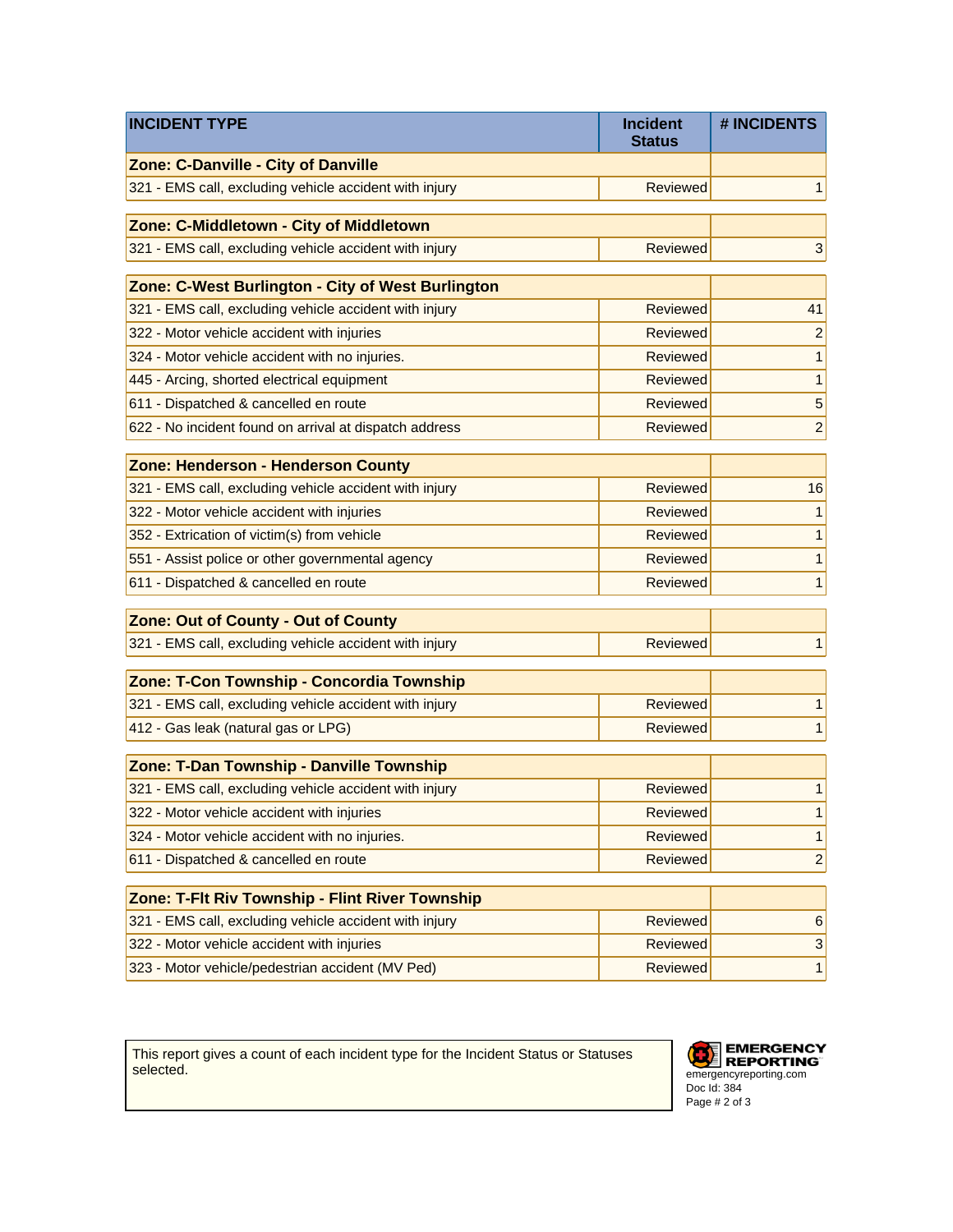| INCIDENT TYPE | Incident Status | # INCIDENTS |
|---|---|---|
| **Zone: C-Danville - City of Danville** | | |
| 321 - EMS call, excluding vehicle accident with injury | Reviewed | 1 |
| **Zone: C-Middletown - City of Middletown** | | |
| 321 - EMS call, excluding vehicle accident with injury | Reviewed | 3 |
| **Zone: C-West Burlington - City of West Burlington** | | |
| 321 - EMS call, excluding vehicle accident with injury | Reviewed | 41 |
| 322 - Motor vehicle accident with injuries | Reviewed | 2 |
| 324 - Motor vehicle accident with no injuries. | Reviewed | 1 |
| 445 - Arcing, shorted electrical equipment | Reviewed | 1 |
| 611 - Dispatched & cancelled en route | Reviewed | 5 |
| 622 - No incident found on arrival at dispatch address | Reviewed | 2 |
| **Zone: Henderson - Henderson County** | | |
| 321 - EMS call, excluding vehicle accident with injury | Reviewed | 16 |
| 322 - Motor vehicle accident with injuries | Reviewed | 1 |
| 352 - Extrication of victim(s) from vehicle | Reviewed | 1 |
| 551 - Assist police or other governmental agency | Reviewed | 1 |
| 611 - Dispatched & cancelled en route | Reviewed | 1 |
| **Zone: Out of County - Out of County** | | |
| 321 - EMS call, excluding vehicle accident with injury | Reviewed | 1 |
| **Zone: T-Con Township - Concordia Township** | | |
| 321 - EMS call, excluding vehicle accident with injury | Reviewed | 1 |
| 412 - Gas leak (natural gas or LPG) | Reviewed | 1 |
| **Zone: T-Dan Township - Danville Township** | | |
| 321 - EMS call, excluding vehicle accident with injury | Reviewed | 1 |
| 322 - Motor vehicle accident with injuries | Reviewed | 1 |
| 324 - Motor vehicle accident with no injuries. | Reviewed | 1 |
| 611 - Dispatched & cancelled en route | Reviewed | 2 |
| **Zone: T-Flt Riv Township - Flint River Township** | | |
| 321 - EMS call, excluding vehicle accident with injury | Reviewed | 6 |
| 322 - Motor vehicle accident with injuries | Reviewed | 3 |
| 323 - Motor vehicle/pedestrian accident (MV Ped) | Reviewed | 1 |

This report gives a count of each incident type for the Incident Status or Statuses selected.

EMERGENCY REPORTING
emergencyreporting.com
Doc Id: 384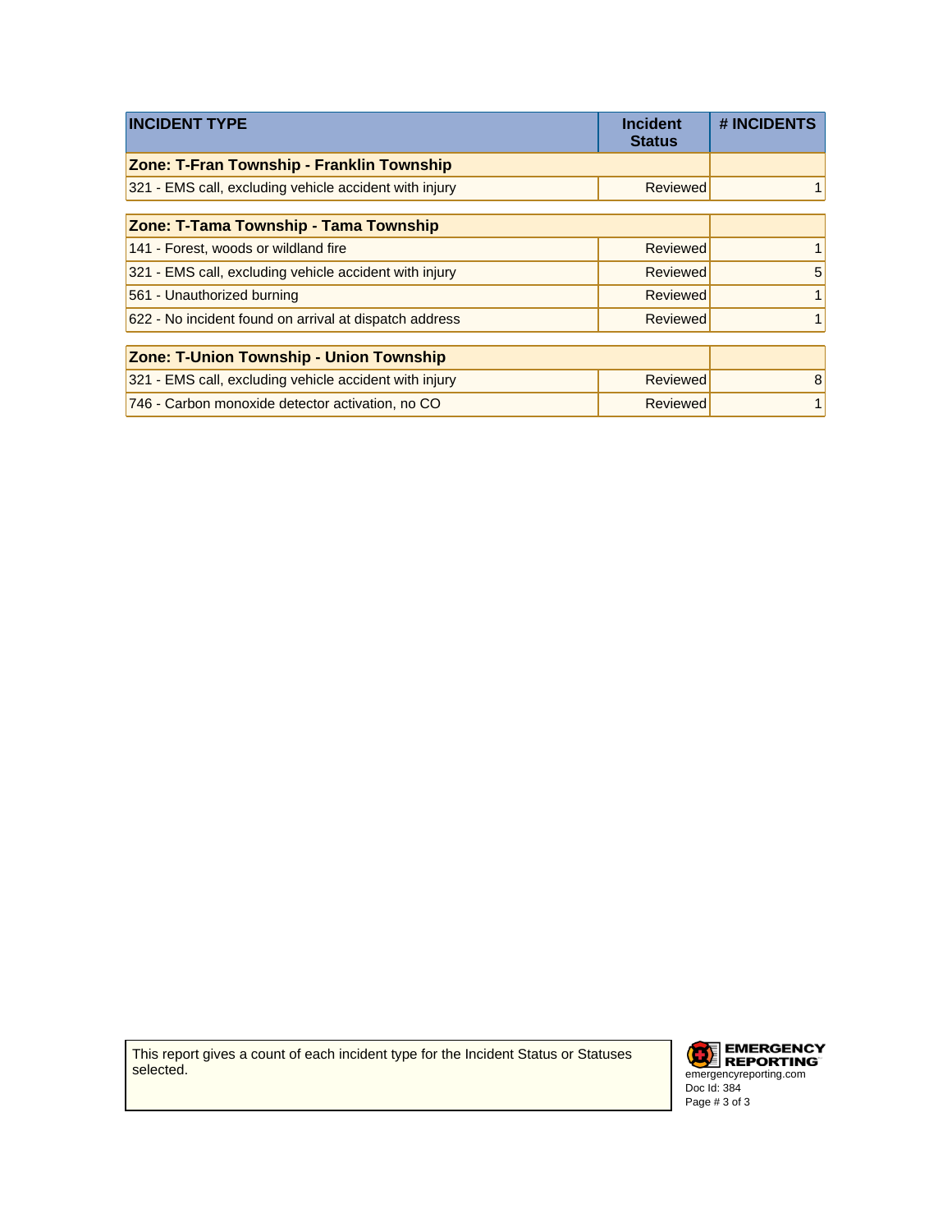| INCIDENT TYPE | Incident Status | # INCIDENTS |
|---|---|---|
| **Zone: T-Fran Township - Franklin Township** | | |
| 321 - EMS call, excluding vehicle accident with injury | Reviewed | 1 |
| **Zone: T-Tama Township - Tama Township** | | |
| 141 - Forest, woods or wildland fire | Reviewed | 1 |
| 321 - EMS call, excluding vehicle accident with injury | Reviewed | 5 |
| 561 - Unauthorized burning | Reviewed | 1 |
| 622 - No incident found on arrival at dispatch address | Reviewed | 1 |
| **Zone: T-Union Township - Union Township** | | |
| 321 - EMS call, excluding vehicle accident with injury | Reviewed | 8 |
| 746 - Carbon monoxide detector activation, no CO | Reviewed | 1 |

This report gives a count of each incident type for the Incident Status or Statuses selected.

EMERGENCY REPORTING
emergencyreporting.com
Doc Id: 384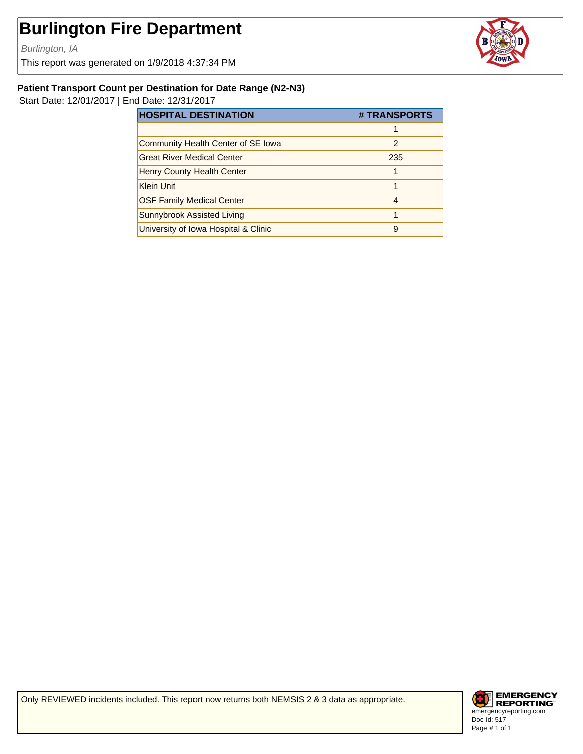# Burlington Fire Department

*Burlington, IA*

This report was generated on 1/9/2018 4:37:34 PM

**Patient Transport Count per Destination for Date Range (N2-N3)**

Start Date: 12/01/2017 | End Date: 12/31/2017

| HOSPITAL DESTINATION | # TRANSPORTS |
|---|---|
| | 1 |
| Community Health Center of SE Iowa | 2 |
| Great River Medical Center | 235 |
| Henry County Health Center | 1 |
| Klein Unit | 1 |
| OSF Family Medical Center | 4 |
| Sunnybrook Assisted Living | 1 |
| University of Iowa Hospital & Clinic | 9 |

Only REVIEWED incidents included. This report now returns both NEMSIS 2 & 3 data as appropriate.

EMERGENCY REPORTING
emergencyreporting.com
Doc Id: 517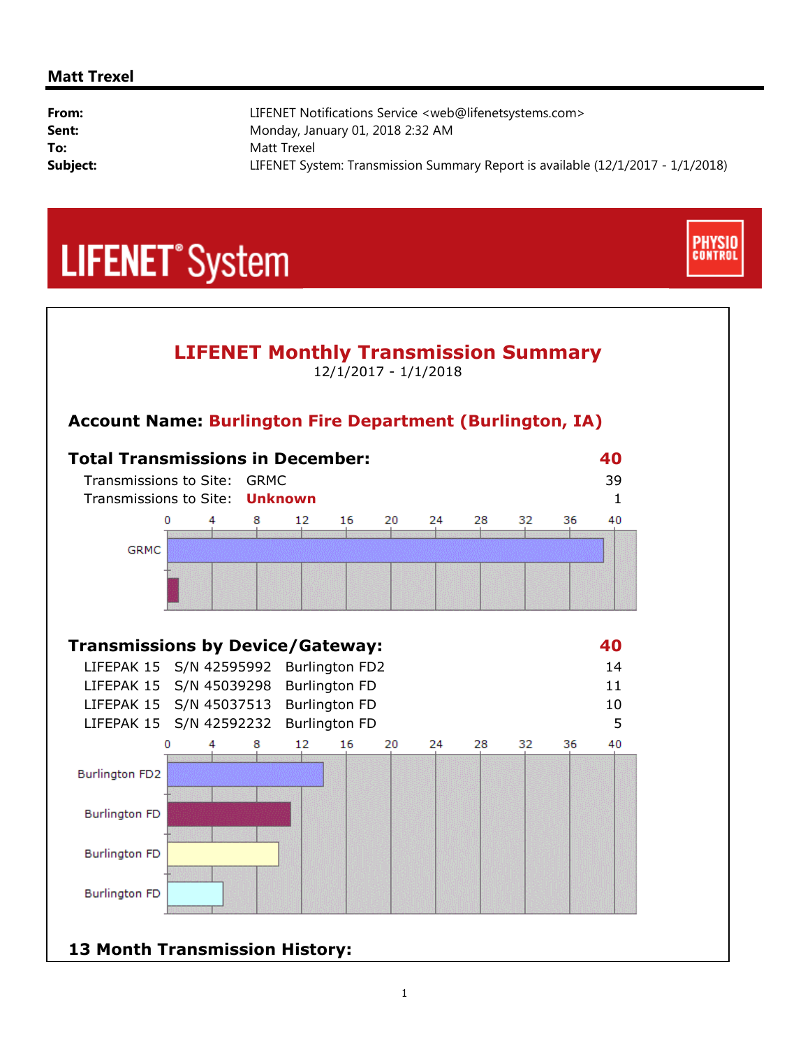**Matt Trexel**

| | |
|---|---|
| **From:** | LIFENET Notifications Service <web@lifenetsystems.com> |
| **Sent:** | Monday, January 01, 2018 2:32 AM |
| **To:** | Matt Trexel |
| **Subject:** | LIFENET System: Transmission Summary Report is available (12/1/2017 - 1/1/2018) |

LIFENET® System

PHYSIO CONTROL

## LIFENET Monthly Transmission Summary

12/1/2017 - 1/1/2018

### Account Name: Burlington Fire Department (Burlington, IA)

### Total Transmissions in December: 40

| | | |
|---|---|---|
| Transmissions to Site: | GRMC | 39 |
| Transmissions to Site: | **Unknown** | 1 |

### Transmissions by Device/Gateway: 40

| | | | |
|---|---|---|---|
| LIFEPAK 15 | S/N 42595992 | Burlington FD2 | 14 |
| LIFEPAK 15 | S/N 45039298 | Burlington FD | 11 |
| LIFEPAK 15 | S/N 45037513 | Burlington FD | 10 |
| LIFEPAK 15 | S/N 42592232 | Burlington FD | 5 |

### 13 Month Transmission History: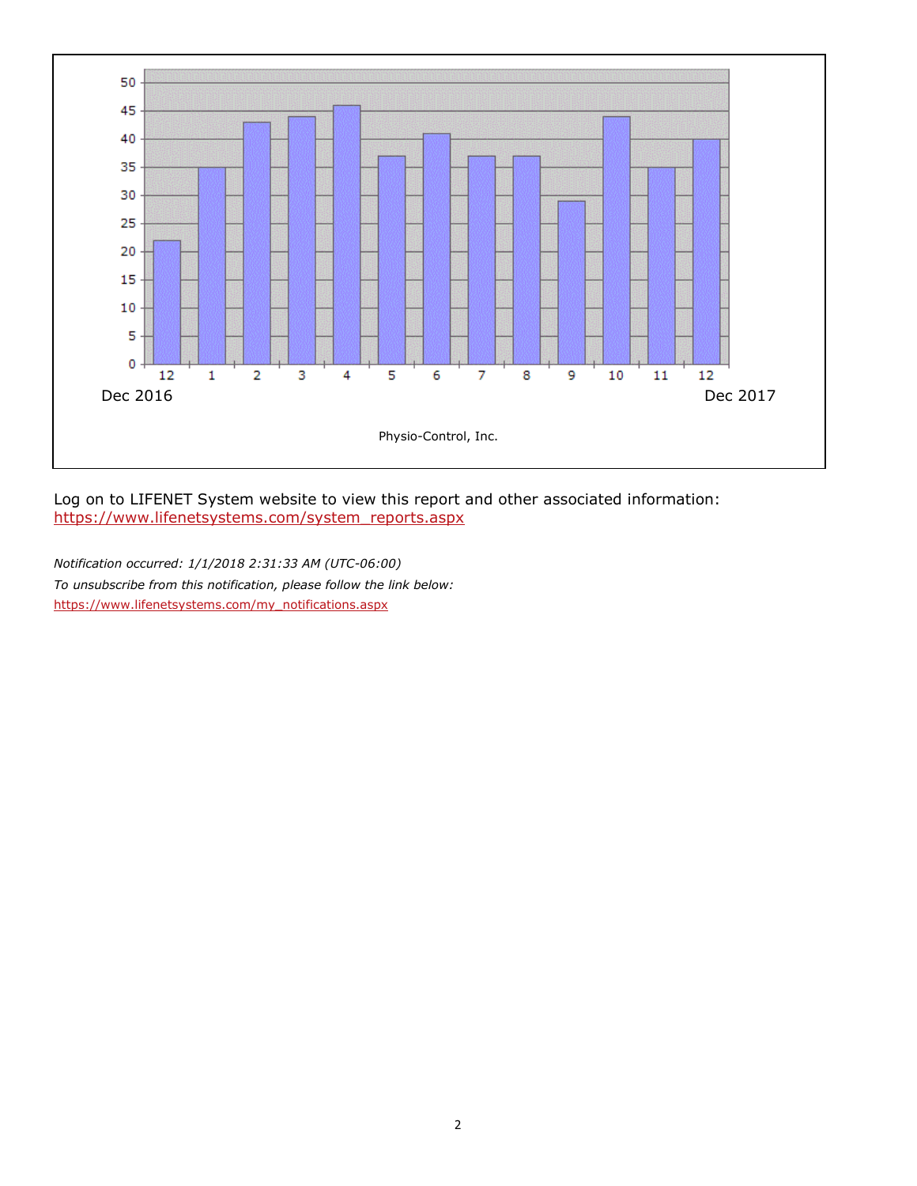50
45
40
35
30
25
20
15
10
5
0

12 1 2 3 4 5 6 7 8 9 10 11 12

Dec 2016

Dec 2017

Physio-Control, Inc.

Log on to LIFENET System website to view this report and other associated information:
https://www.lifenetsystems.com/system_reports.aspx

*Notification occurred: 1/1/2018 2:31:33 AM (UTC-06:00)*

*To unsubscribe from this notification, please follow the link below:*

https://www.lifenetsystems.com/my_notifications.aspx